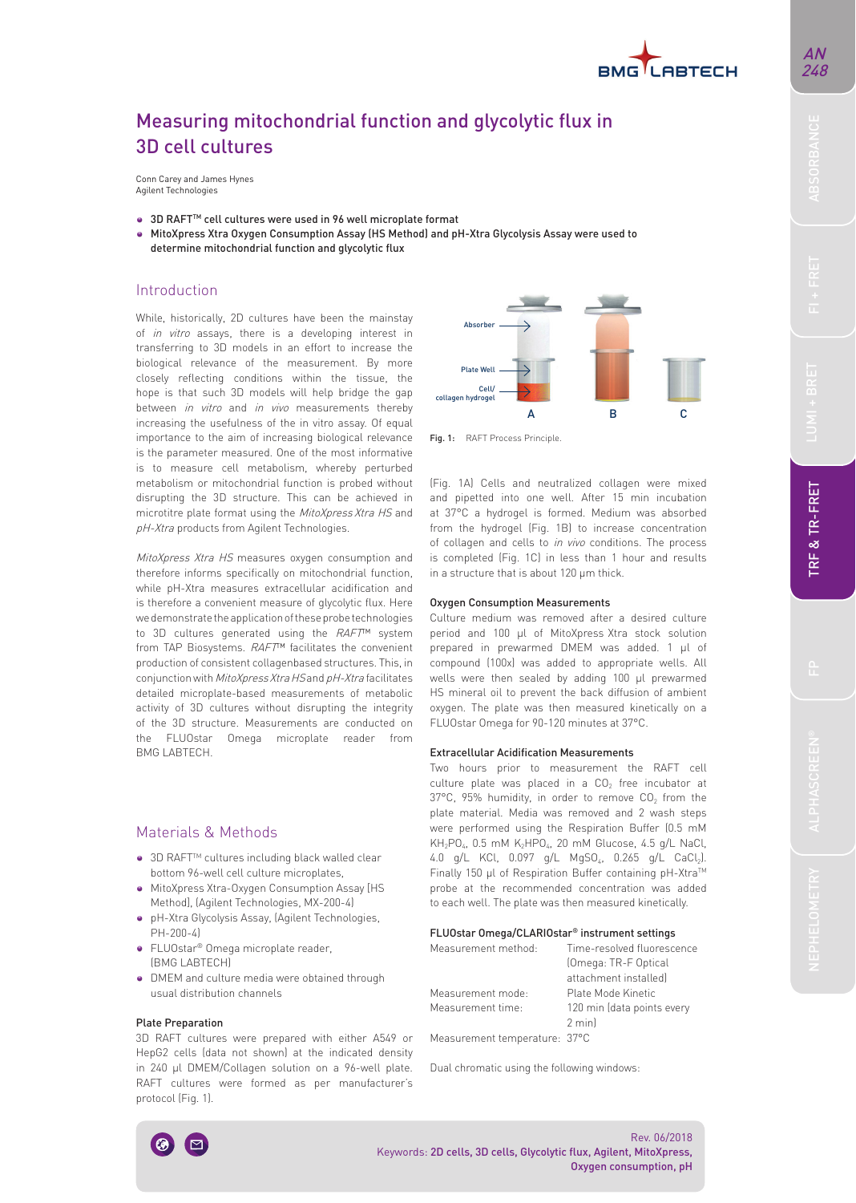# Measuring mitochondrial function and glycolytic flux in 3D cell cultures

Conn Carey and James Hynes
Agilent Technologies

- 3D RAFT™ cell cultures were used in 96 well microplate format
- MitoXpress Xtra Oxygen Consumption Assay (HS Method) and pH-Xtra Glycolysis Assay were used to determine mitochondrial function and glycolytic flux

## Introduction

While, historically, 2D cultures have been the mainstay of *in vitro* assays, there is a developing interest in transferring to 3D models in an effort to increase the biological relevance of the measurement. By more closely reflecting conditions within the tissue, the hope is that such 3D models will help bridge the gap between *in vitro* and *in vivo* measurements thereby increasing the usefulness of the in vitro assay. Of equal importance to the aim of increasing biological relevance is the parameter measured. One of the most informative is to measure cell metabolism, whereby perturbed metabolism or mitochondrial function is probed without disrupting the 3D structure. This can be achieved in microtitre plate format using the *MitoXpress Xtra HS* and *pH-Xtra* products from Agilent Technologies.

*MitoXpress Xtra HS* measures oxygen consumption and therefore informs specifically on mitochondrial function, while pH-Xtra measures extracellular acidification and is therefore a convenient measure of glycolytic flux. Here we demonstrate the application of these probe technologies to 3D cultures generated using the *RAFT™* system from TAP Biosystems. *RAFT™* facilitates the convenient production of consistent collagenbased structures. This, in conjunction with *MitoXpress Xtra HS* and *pH-Xtra* facilitates detailed microplate-based measurements of metabolic activity of 3D cultures without disrupting the integrity of the 3D structure. Measurements are conducted on the FLUOstar Omega microplate reader from BMG LABTECH.

## Materials & Methods

- 3D RAFT™ cultures including black walled clear bottom 96-well cell culture microplates,
- MitoXpress Xtra-Oxygen Consumption Assay (HS Method), (Agilent Technologies, MX-200-4)
- pH-Xtra Glycolysis Assay, (Agilent Technologies, PH-200-4)
- FLUOstar® Omega microplate reader, (BMG LABTECH)
- DMEM and culture media were obtained through usual distribution channels

### Plate Preparation

3D RAFT cultures were prepared with either A549 or HepG2 cells (data not shown) at the indicated density in 240 µl DMEM/Collagen solution on a 96-well plate. RAFT cultures were formed as per manufacturer's protocol (Fig. 1).

Absorber
Plate Well
Cell/ collagen hydrogel
A B C

Fig. 1: RAFT Process Principle.

(Fig. 1A) Cells and neutralized collagen were mixed and pipetted into one well. After 15 min incubation at 37°C a hydrogel is formed. Medium was absorbed from the hydrogel (Fig. 1B) to increase concentration of collagen and cells to *in vivo* conditions. The process is completed (Fig. 1C) in less than 1 hour and results in a structure that is about 120 µm thick.

### Oxygen Consumption Measurements

Culture medium was removed after a desired culture period and 100 µl of MitoXpress Xtra stock solution prepared in prewarmed DMEM was added. 1 µl of compound (100x) was added to appropriate wells. All wells were then sealed by adding 100 µl prewarmed HS mineral oil to prevent the back diffusion of ambient oxygen. The plate was then measured kinetically on a FLUOstar Omega for 90-120 minutes at 37°C.

### Extracellular Acidification Measurements

Two hours prior to measurement the RAFT cell culture plate was placed in a $CO_2$ free incubator at 37°C, 95% humidity, in order to remove $CO_2$ from the plate material. Media was removed and 2 wash steps were performed using the Respiration Buffer (0.5 mM $KH_2PO_4$, 0.5 mM $K_2HPO_4$, 20 mM Glucose, 4.5 g/L NaCl, 4.0 g/L KCl, 0.097 g/L $MgSO_4$, 0.265 g/L $CaCl_2$). Finally 150 µl of Respiration Buffer containing pH-Xtra™ probe at the recommended concentration was added to each well. The plate was then measured kinetically.

### FLUOstar Omega/CLARIOstar® instrument settings

| | |
|---|---|
| Measurement method: | Time-resolved fluorescence (Omega: TR-F Optical attachment installed) |
| Measurement mode: | Plate Mode Kinetic |
| Measurement time: | 120 min (data points every 2 min) |
| Measurement temperature: | 37°C |

Dual chromatic using the following windows:

Rev. 06/2018

Keywords: 2D cells, 3D cells, Glycolytic flux, Agilent, MitoXpress, Oxygen consumption, pH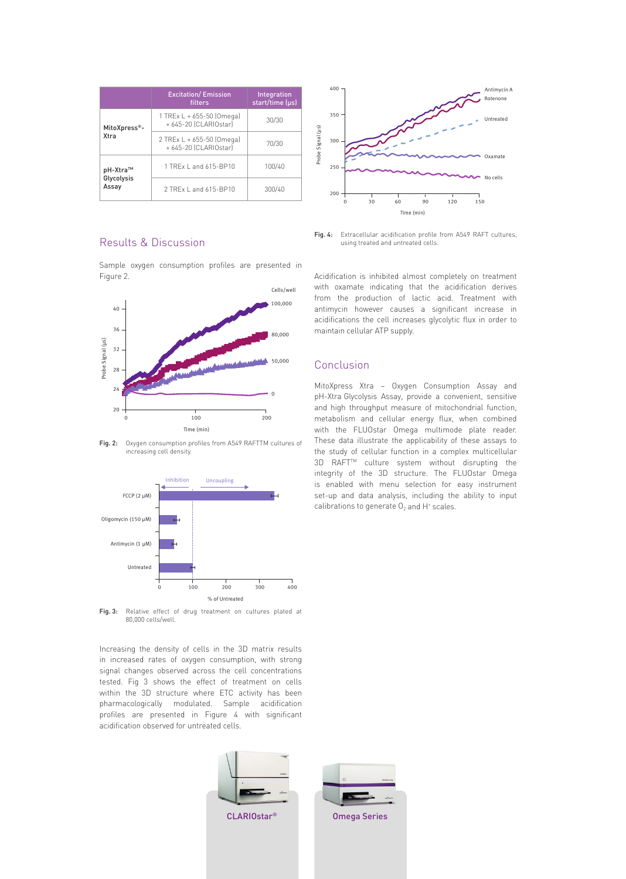| | Excitation/ Emission filters | Integration start/time (µs) |
|---|---|---|
| MitoXpress®-Xtra | 1 TREx L + 655-50 (Omega) + 645-20 (CLARIOstar) | 30/30 |
| | 2 TREx L + 655-50 (Omega) + 645-20 (CLARIOstar) | 70/30 |
| pH-Xtra™ Glycolysis Assay | 1 TREx L and 615-BP10 | 100/40 |
| | 2 TREx L and 615-BP10 | 300/40 |

Probe Signal (µs)
400
350
300
250
200
0 30 60 90 120 150
Time (min)
Antimycin A
Rotenone
Untreated
Oxamate
No cells

**Fig. 4:** Extracellular acidification profile from A549 RAFT cultures, using treated and untreated cells.

## Results & Discussion

Sample oxygen consumption profiles are presented in Figure 2.

Cells/well
Probe Signal (µs)
40
36
32
28
24
20
0 100 200
Time (min)
100,000
80,000
50,000
0

**Fig. 2:** Oxygen consumption profiles from A549 RAFTTM cultures of increasing cell density.

Inhibition
Uncoupling
FCCP (2 µM)
Oligomycin (150 µM)
Antimycin (1 µM)
Untreated
0 100 200 300 400
% of Untreated

**Fig. 3:** Relative effect of drug treatment on cultures plated at 80,000 cells/well.

Increasing the density of cells in the 3D matrix results in increased rates of oxygen consumption, with strong signal changes observed across the cell concentrations tested. Fig 3 shows the effect of treatment on cells within the 3D structure where ETC activity has been pharmacologically modulated. Sample acidification profiles are presented in Figure 4 with significant acidification observed for untreated cells.

Acidification is inhibited almost completely on treatment with oxamate indicating that the acidification derives from the production of lactic acid. Treatment with antimycin however causes a significant increase in acidifications the cell increases glycolytic flux in order to maintain cellular ATP supply.

## Conclusion

MitoXpress Xtra – Oxygen Consumption Assay and pH-Xtra Glycolysis Assay, provide a convenient, sensitive and high throughput measure of mitochondrial function, metabolism and cellular energy flux, when combined with the FLUOstar Omega multimode plate reader. These data illustrate the applicability of these assays to the study of cellular function in a complex multicellular 3D RAFT™ culture system without disrupting the integrity of the 3D structure. The FLUOstar Omega is enabled with menu selection for easy instrument set-up and data analysis, including the ability to input calibrations to generate $O_2$ and $H^+$ scales.

CLARIOstar®

Omega Series